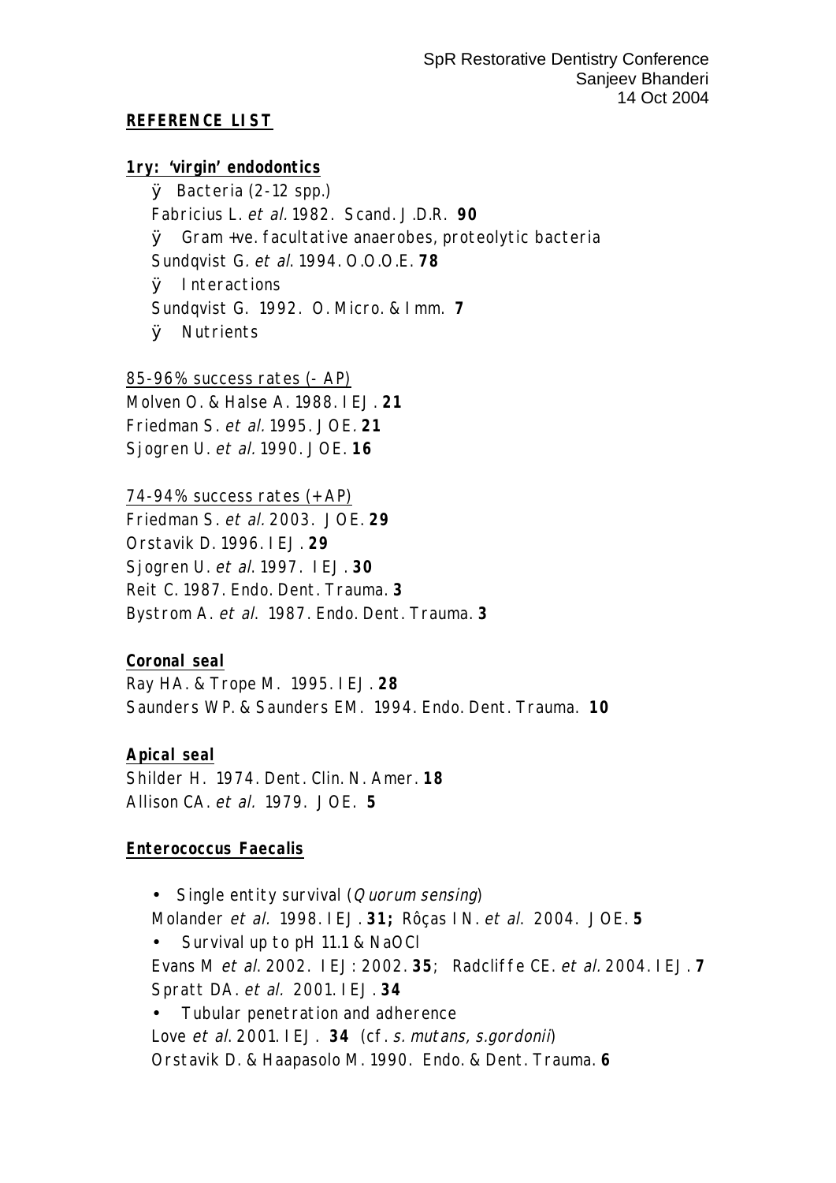SpR Restorative Dentistry Conference
Sanjeev Bhanderi
14 Oct 2004

## REFERENCE LIST

### 1ry: 'virgin' endodontics

- Bacteria (2-12 spp.)
  Fabricius L. *et al.* 1982. Scand. J.D.R. **90**
- Gram +ve. facultative anaerobes, proteolytic bacteria
  Sundqvist G. *et al*. 1994. O.O.O.E. **78**
- Interactions
  Sundqvist G. 1992. O. Micro. & Imm. **7**
- Nutrients

85-96% success rates (- AP)
Molven O. & Halse A. 1988. IEJ. **21**
Friedman S. *et al.* 1995. JOE. **21**
Sjogren U. *et al.* 1990. JOE. **16**

74-94% success rates (+ AP)
Friedman S. *et al.* 2003. JOE. **29**
Orstavik D. 1996. IEJ. **29**
Sjogren U. *et al*. 1997. IEJ. **30**
Reit C. 1987. Endo. Dent. Trauma. **3**
Bystrom A. *et al*. 1987. Endo. Dent. Trauma. **3**

### Coronal seal

Ray HA. & Trope M. 1995. IEJ. **28**
Saunders WP. & Saunders EM. 1994. Endo. Dent. Trauma. **10**

### Apical seal

Shilder H. 1974. Dent. Clin. N. Amer. **18**
Allison CA. *et al.* 1979. JOE. **5**

### Enterococcus Faecalis

- Single entity survival (*Quorum sensing*)
  Molander *et al.* 1998. IEJ. **31;** Rôças IN. *et al*. 2004. JOE. **5**
- Survival up to pH 11.1 & NaOCl
  Evans M *et al*. 2002. IEJ: 2002. **35**; Radcliffe CE. *et al.* 2004. IEJ. **7**
  Spratt DA. *et al.* 2001. IEJ. **34**
- Tubular penetration and adherence
  Love *et al*. 2001. IEJ. **34** (cf. *s. mutans, s.gordonii*)
  Orstavik D. & Haapasolo M. 1990. Endo. & Dent. Trauma. **6**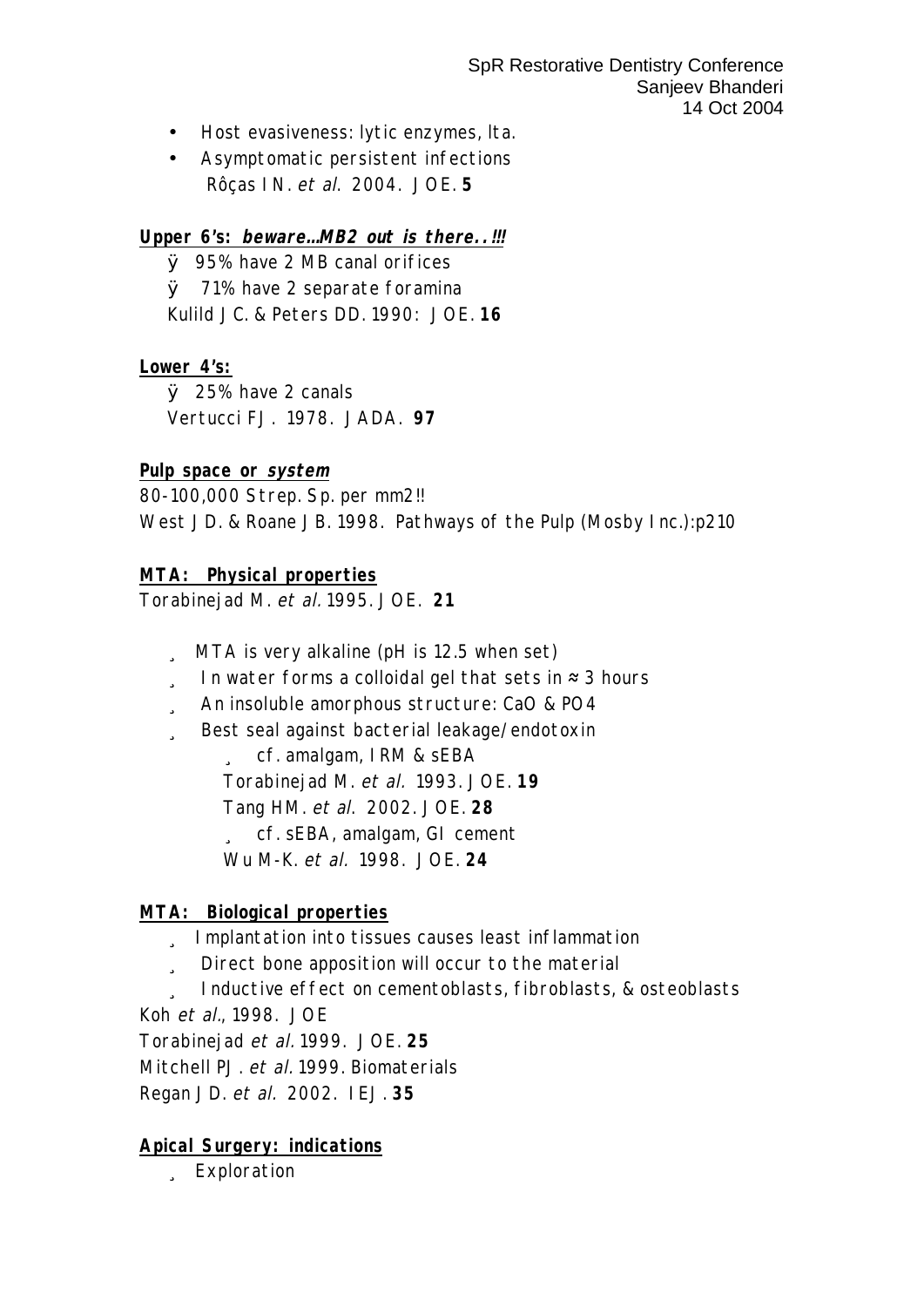- Host evasiveness: lytic enzymes, lta.
- Asymptomatic persistent infections
  Rôças IN. *et al*. 2004. JOE. **5**

**Upper 6's: *beware...MB2 out is there..!!!***

- 95% have 2 MB canal orifices
- 71% have 2 separate foramina

Kulild JC. & Peters DD. 1990: JOE. **16**

**Lower 4's:**

- 25% have 2 canals

Vertucci FJ. 1978. JADA. **97**

**Pulp space or *system***

80-100,000 Strep. Sp. per mm2!!

West JD. & Roane JB. 1998. Pathways of the Pulp (Mosby Inc.):p210

**MTA: Physical properties**

Torabinejad M. *et al.* 1995. JOE. **21**

- MTA is very alkaline (pH is 12.5 when set)
- In water forms a colloidal gel that sets in ≈ 3 hours
- An insoluble amorphous structure: CaO & PO4
- Best seal against bacterial leakage/endotoxin
  - cf. amalgam, IRM & sEBA

    Torabinejad M. *et al.* 1993. JOE. **19**

    Tang HM. *et al*. 2002. JOE. **28**
  - cf. sEBA, amalgam, GI cement

    Wu M-K. *et al.* 1998. JOE. **24**

**MTA: Biological properties**

- Implantation into tissues causes least inflammation
- Direct bone apposition will occur to the material
- Inductive effect on cementoblasts, fibroblasts, & osteoblasts

Koh *et al*., 1998. JOE

Torabinejad *et al.* 1999. JOE. **25**

Mitchell PJ. *et al.* 1999. Biomaterials

Regan JD. *et al.* 2002. IEJ. **35**

**Apical Surgery: indications**

- Exploration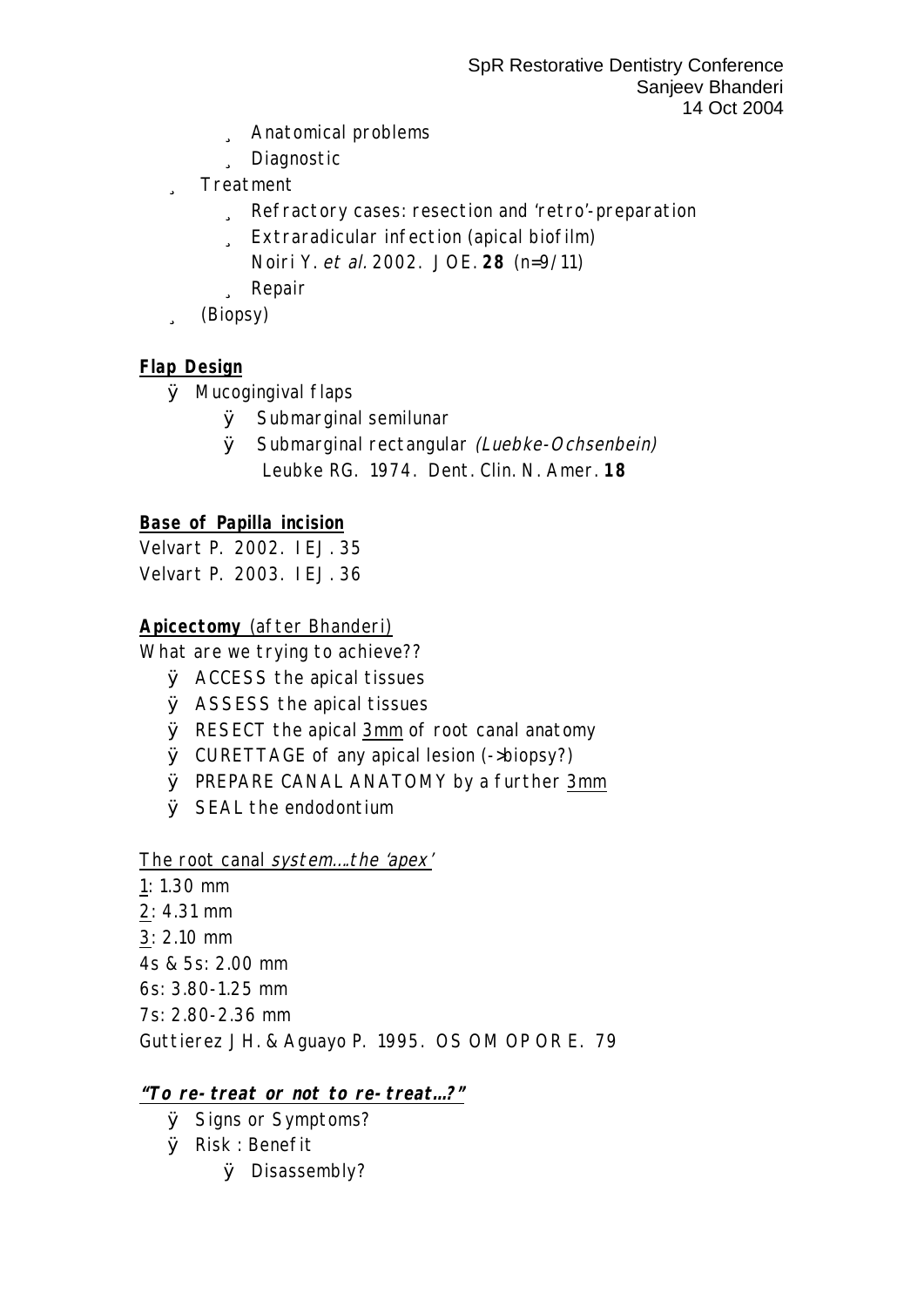- Anatomical problems
- Diagnostic
- Treatment
  - Refractory cases: resection and 'retro'-preparation
  - Extraradicular infection (apical biofilm)
    Noiri Y. *et al.* 2002. JOE. **28** (n=9/11)
  - Repair
- (Biopsy)

**Flap Design**

- Mucogingival flaps
  - Submarginal semilunar
  - Submarginal rectangular *(Luebke-Ochsenbein)*
    Leubke RG. 1974. Dent. Clin. N. Amer. **18**

**Base of Papilla incision**

Velvart P. 2002. IEJ. 35
Velvart P. 2003. IEJ. 36

**Apicectomy** (after Bhanderi)

What are we trying to achieve??

- ACCESS the apical tissues
- ASSESS the apical tissues
- RESECT the apical 3mm of root canal anatomy
- CURETTAGE of any apical lesion (->biopsy?)
- PREPARE CANAL ANATOMY by a further 3mm
- SEAL the endodontium

The root canal *system*....the *'apex'*

1: 1.30 mm
2: 4.31 mm
3: 2.10 mm
4s & 5s: 2.00 mm
6s: 3.80-1.25 mm
7s: 2.80-2.36 mm
Guttierez JH. & Aguayo P. 1995. OS OM OP OR E. 79

***"To re-treat or not to re-treat…?"***

- Signs or Symptoms?
- Risk : Benefit
  - Disassembly?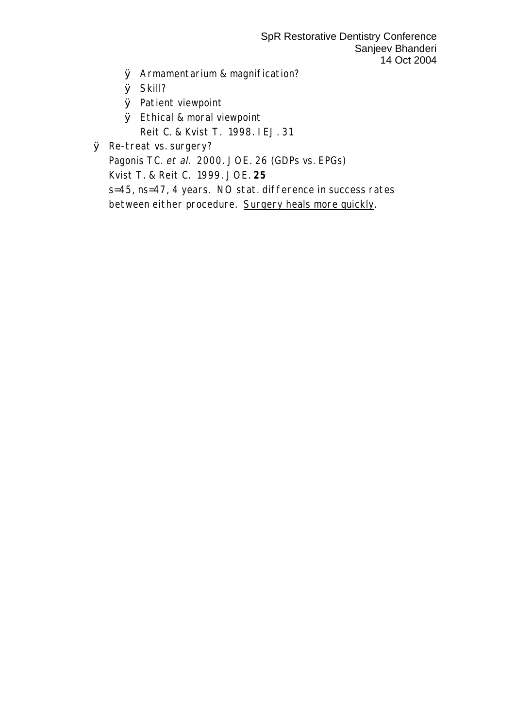- Armamentarium & magnification?
- Skill?
- Patient viewpoint
- Ethical & moral viewpoint

  Reit C. & Kvist T. 1998. IEJ. 31

- Re-treat vs. surgery?

  Pagonis TC. *et al*. 2000. JOE. 26 (GDPs vs. EPGs)

  Kvist T. & Reit C. 1999. JOE. **25**

  s=45, ns=47, 4 years. NO stat. difference in success rates between either procedure. <u>Surgery heals more quickly</u>.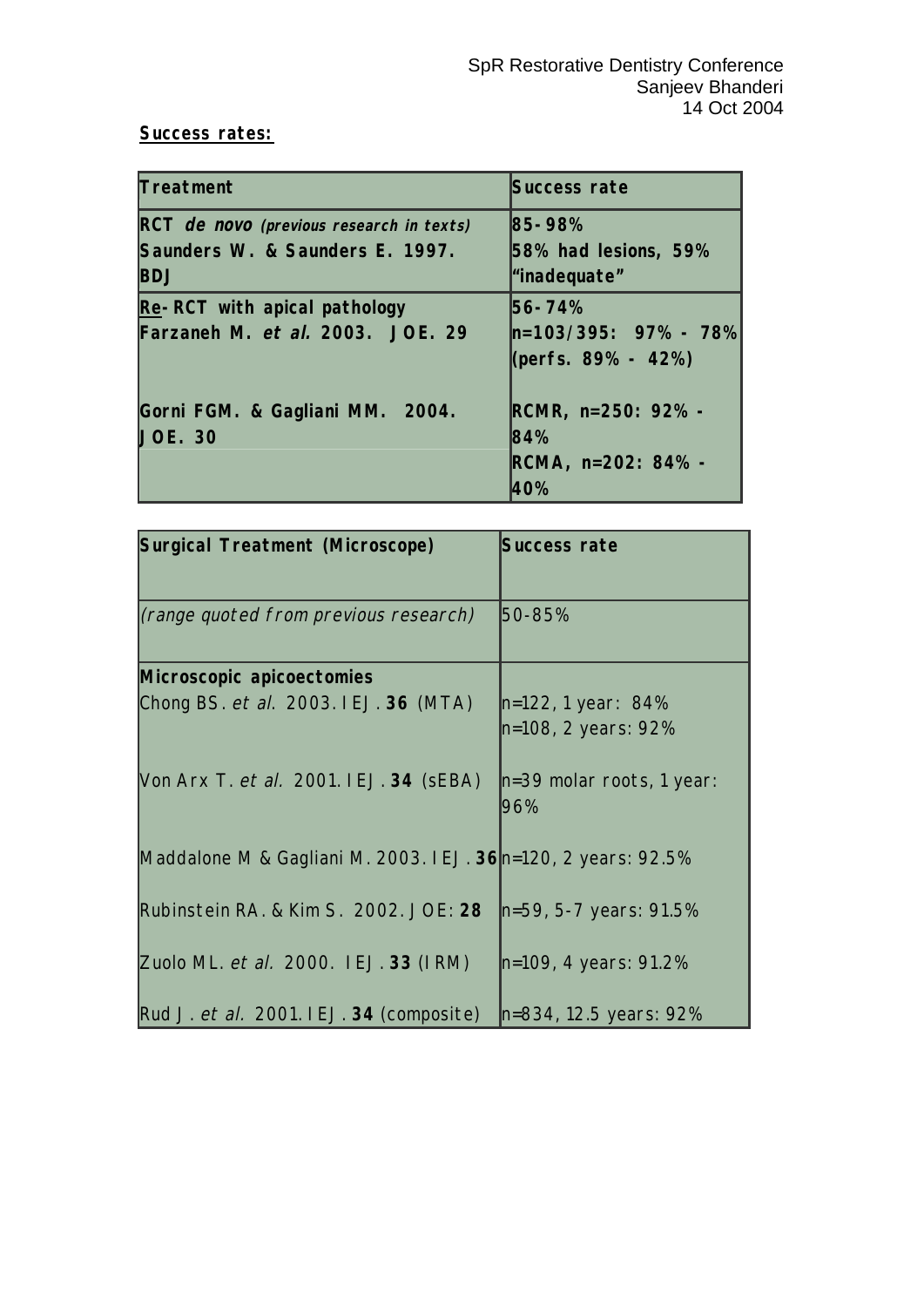**Success rates:**

| Treatment | Success rate |
|---|---|
| **RCT *de novo*** *(previous research in texts)*<br>**Saunders W. & Saunders E. 1997. BDJ** | **85-98%**<br>**58% had lesions, 59% "inadequate"** |
| **<u>Re</u>-RCT with apical pathology**<br>**Farzaneh M. *et al.* 2003. JOE. 29** | **56-74%**<br>**n=103/395: 97% - 78%**<br>**(perfs. 89% - 42%)** |
| **Gorni FGM. & Gagliani MM. 2004. JOE. 30** | **RCMR, n=250: 92% - 84%**<br>**RCMA, n=202: 84% - 40%** |

| Surgical Treatment (Microscope) | Success rate |
|---|---|
| *(range quoted from previous research)* | 50-85% |
| **Microscopic apicoectomies**<br>Chong BS. *et al.* 2003. IEJ. **36** (MTA) | n=122, 1 year: 84%<br>n=108, 2 years: 92% |
| Von Arx T. *et al.* 2001. IEJ. **34** (sEBA) | n=39 molar roots, 1 year: 96% |
| Maddalone M & Gagliani M. 2003. IEJ. **36** | n=120, 2 years: 92.5% |
| Rubinstein RA. & Kim S. 2002. JOE: **28** | n=59, 5-7 years: 91.5% |
| Zuolo ML. *et al.* 2000. IEJ. **33** (IRM) | n=109, 4 years: 91.2% |
| Rud J. *et al.* 2001. IEJ. **34** (composite) | n=834, 12.5 years: 92% |